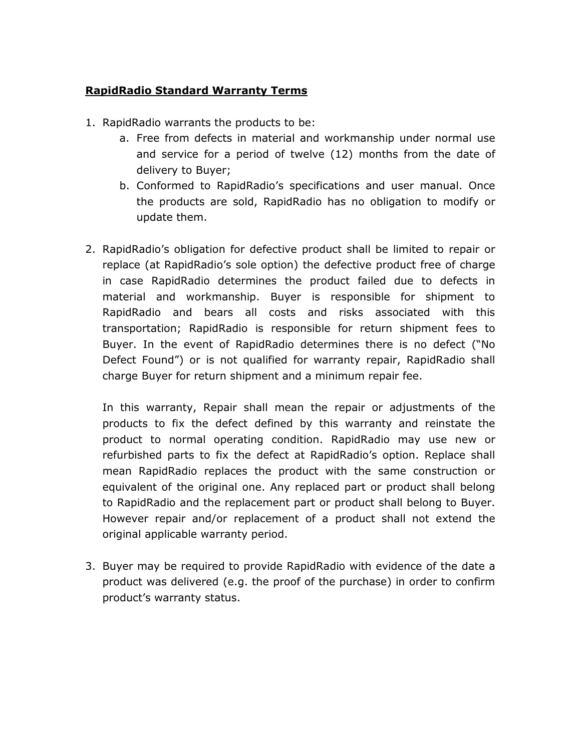**RapidRadio Standard Warranty Terms**

1. RapidRadio warrants the products to be:
   a. Free from defects in material and workmanship under normal use and service for a period of twelve (12) months from the date of delivery to Buyer;
   b. Conformed to RapidRadio's specifications and user manual. Once the products are sold, RapidRadio has no obligation to modify or update them.

2. RapidRadio's obligation for defective product shall be limited to repair or replace (at RapidRadio's sole option) the defective product free of charge in case RapidRadio determines the product failed due to defects in material and workmanship. Buyer is responsible for shipment to RapidRadio and bears all costs and risks associated with this transportation; RapidRadio is responsible for return shipment fees to Buyer. In the event of RapidRadio determines there is no defect ("No Defect Found") or is not qualified for warranty repair, RapidRadio shall charge Buyer for return shipment and a minimum repair fee.

   In this warranty, Repair shall mean the repair or adjustments of the products to fix the defect defined by this warranty and reinstate the product to normal operating condition. RapidRadio may use new or refurbished parts to fix the defect at RapidRadio's option. Replace shall mean RapidRadio replaces the product with the same construction or equivalent of the original one. Any replaced part or product shall belong to RapidRadio and the replacement part or product shall belong to Buyer. However repair and/or replacement of a product shall not extend the original applicable warranty period.

3. Buyer may be required to provide RapidRadio with evidence of the date a product was delivered (e.g. the proof of the purchase) in order to confirm product's warranty status.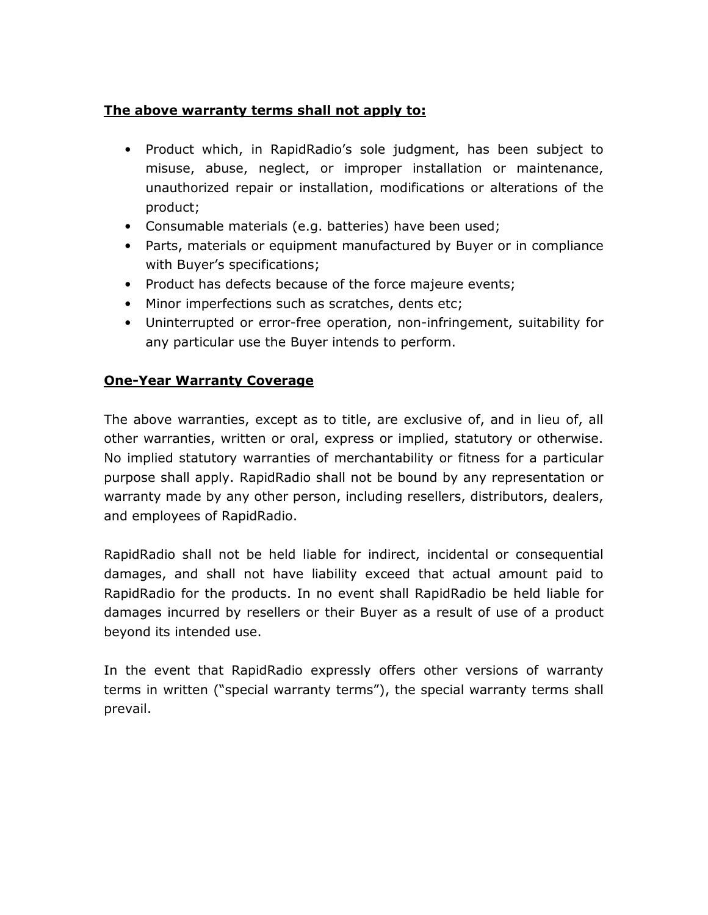**The above warranty terms shall not apply to:**

- Product which, in RapidRadio's sole judgment, has been subject to misuse, abuse, neglect, or improper installation or maintenance, unauthorized repair or installation, modifications or alterations of the product;
- Consumable materials (e.g. batteries) have been used;
- Parts, materials or equipment manufactured by Buyer or in compliance with Buyer's specifications;
- Product has defects because of the force majeure events;
- Minor imperfections such as scratches, dents etc;
- Uninterrupted or error-free operation, non-infringement, suitability for any particular use the Buyer intends to perform.

**One-Year Warranty Coverage**

The above warranties, except as to title, are exclusive of, and in lieu of, all other warranties, written or oral, express or implied, statutory or otherwise. No implied statutory warranties of merchantability or fitness for a particular purpose shall apply. RapidRadio shall not be bound by any representation or warranty made by any other person, including resellers, distributors, dealers, and employees of RapidRadio.

RapidRadio shall not be held liable for indirect, incidental or consequential damages, and shall not have liability exceed that actual amount paid to RapidRadio for the products. In no event shall RapidRadio be held liable for damages incurred by resellers or their Buyer as a result of use of a product beyond its intended use.

In the event that RapidRadio expressly offers other versions of warranty terms in written ("special warranty terms"), the special warranty terms shall prevail.